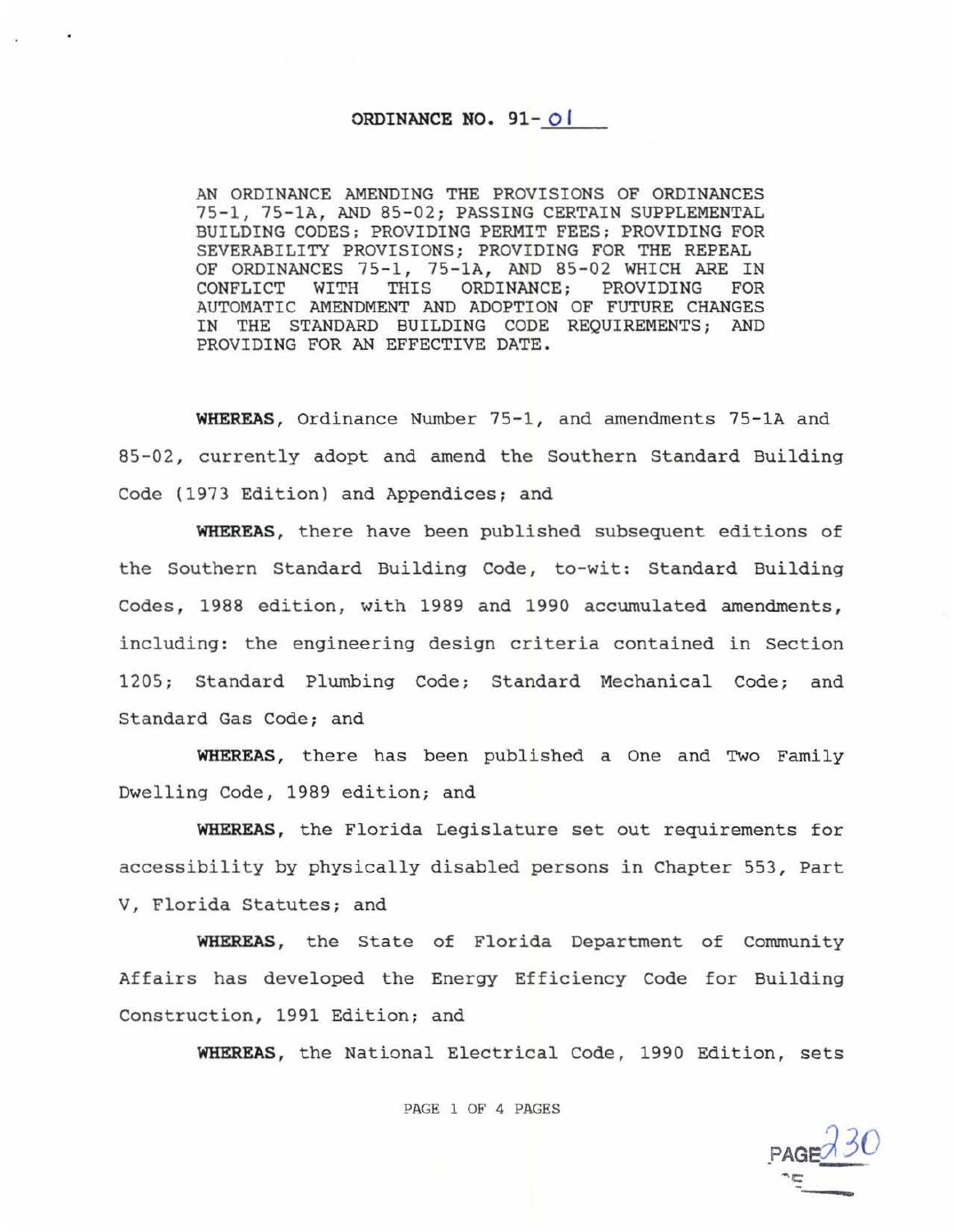# ORDINANCE NO. 91-01

AN ORDINANCE AMENDING THE PROVISIONS OF ORDINANCES 75-1, 75-1A, AND 85-02; PASSING CERTAIN SUPPLEMENTAL BUILDING CODES; PROVIDING PERMIT FEES; PROVIDING FOR SEVERABILITY PROVISIONS; PROVIDING FOR THE REPEAL OF ORDINANCES 75-1, 75-1A, AND 85-02 WHICH ARE IN CONFLICT WITH THIS ORDINANCE; PROVIDING FOR AUTOMATIC AMENDMENT AND ADOPTION OF FUTURE CHANGES IN THE STANDARD BUILDING CODE REQUIREMENTS; AND PROVIDING FOR AN EFFECTIVE DATE.

**WHEREAS**, Ordinance Number 75-1, and amendments 75-1A and 85-02, currently adopt and amend the Southern Standard Building Code (1973 Edition) and Appendices; and

**WHEREAS**, there have been published subsequent editions of the Southern Standard Building Code, to-wit: Standard Building Codes, 1988 edition, with 1989 and 1990 accumulated amendments, including: the engineering design criteria contained in Section 1205; Standard Plumbing Code; Standard Mechanical Code; and Standard Gas Code; and

**WHEREAS**, there has been published a One and Two Family Dwelling Code, 1989 edition; and

**WHEREAS**, the Florida Legislature set out requirements for accessibility by physically disabled persons in Chapter 553, Part V, Florida Statutes; and

**WHEREAS**, the State of Florida Department of Community Affairs has developed the Energy Efficiency Code for Building Construction, 1991 Edition; and

**WHEREAS**, the National Electrical Code, 1990 Edition, sets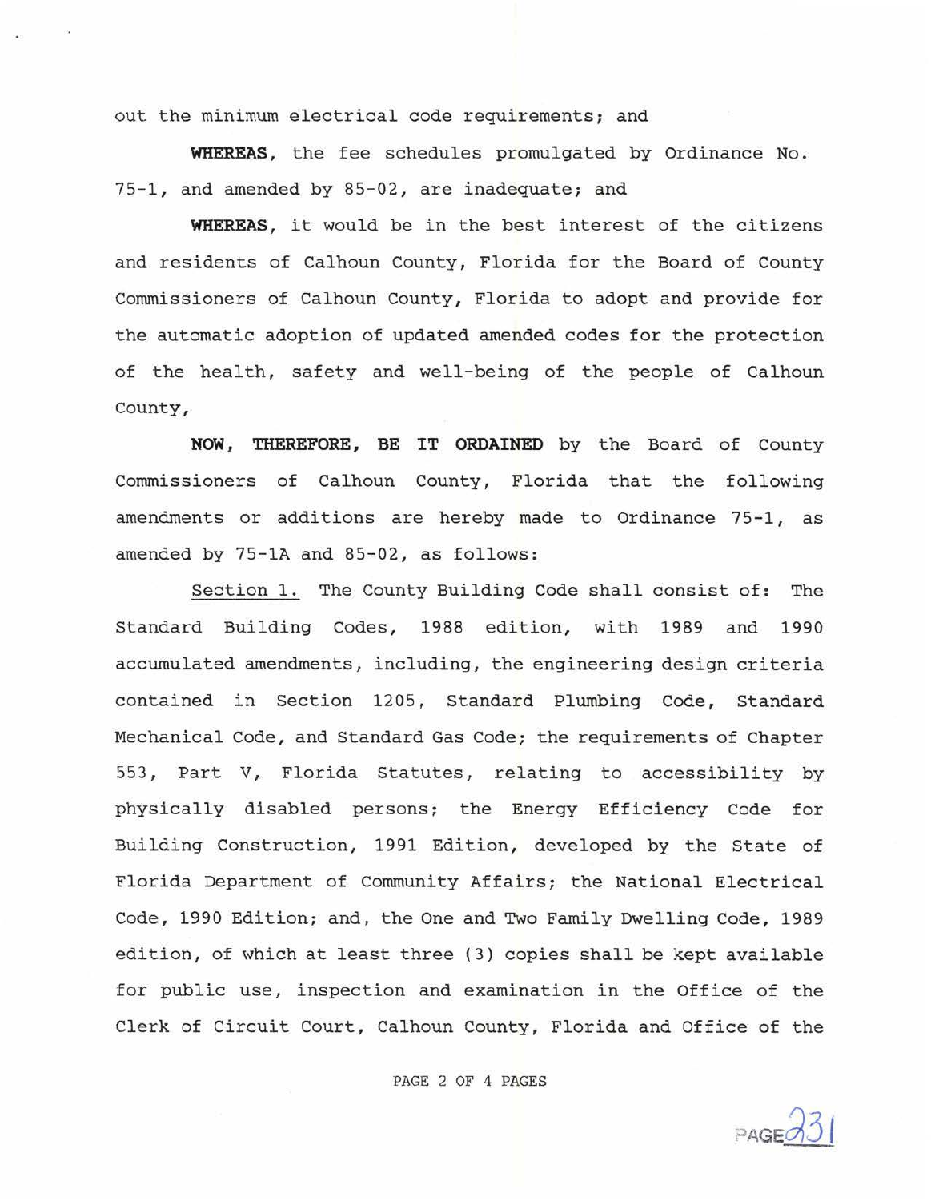out the minimum electrical code requirements; and

**WHEREAS**, the fee schedules promulgated by Ordinance No. 75-1, and amended by 85-02, are inadequate; and

**WHEREAS**, it would be in the best interest of the citizens and residents of Calhoun County, Florida for the Board of County Commissioners of Calhoun County, Florida to adopt and provide for the automatic adoption of updated amended codes for the protection of the health, safety and well-being of the people of Calhoun County,

**NOW, THEREFORE, BE IT ORDAINED** by the Board of County Commissioners of Calhoun County, Florida that the following amendments or additions are hereby made to Ordinance 75-1, as amended by 75-1A and 85-02, as follows:

Section 1. The County Building Code shall consist of: The Standard Building Codes, 1988 edition, with 1989 and 1990 accumulated amendments, including, the engineering design criteria contained in Section 1205, Standard Plumbing Code, Standard Mechanical Code, and Standard Gas Code; the requirements of Chapter 553, Part V, Florida Statutes, relating to accessibility by physically disabled persons; the Energy Efficiency Code for Building Construction, 1991 Edition, developed by the State of Florida Department of Community Affairs; the National Electrical Code, 1990 Edition; and, the One and Two Family Dwelling Code, 1989 edition, of which at least three (3) copies shall be kept available for public use, inspection and examination in the Office of the Clerk of Circuit Court, Calhoun County, Florida and Office of the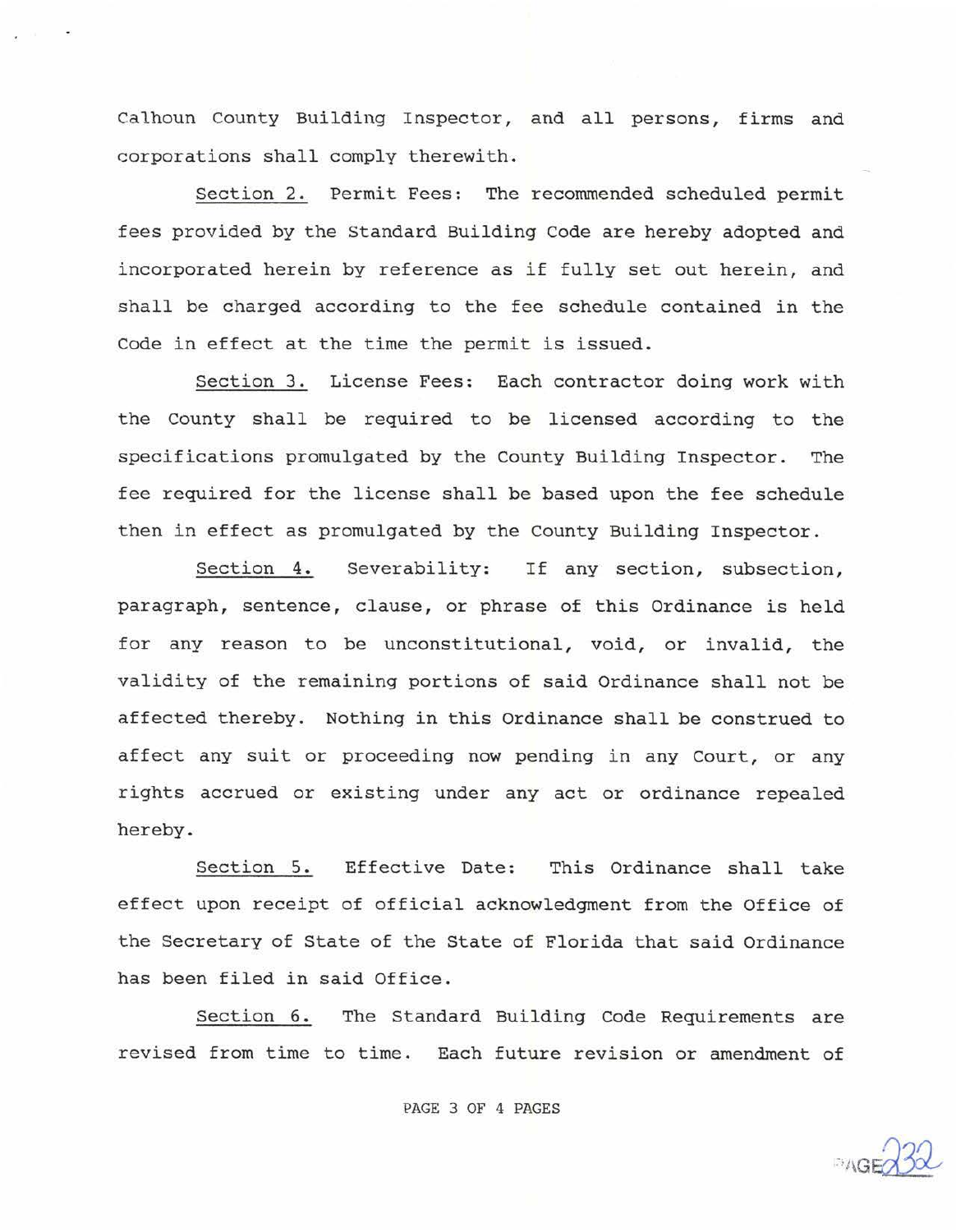Calhoun County Building Inspector, and all persons, firms and corporations shall comply therewith.

<u>Section 2.</u> Permit Fees: The recommended scheduled permit fees provided by the Standard Building Code are hereby adopted and incorporated herein by reference as if fully set out herein, and shall be charged according to the fee schedule contained in the Code in effect at the time the permit is issued.

<u>Section 3.</u> License Fees: Each contractor doing work with the County shall be required to be licensed according to the specifications promulgated by the County Building Inspector. The fee required for the license shall be based upon the fee schedule then in effect as promulgated by the County Building Inspector.

<u>Section 4.</u> Severability: If any section, subsection, paragraph, sentence, clause, or phrase of this Ordinance is held for any reason to be unconstitutional, void, or invalid, the validity of the remaining portions of said Ordinance shall not be affected thereby. Nothing in this Ordinance shall be construed to affect any suit or proceeding now pending in any Court, or any rights accrued or existing under any act or ordinance repealed hereby.

<u>Section 5.</u> Effective Date: This Ordinance shall take effect upon receipt of official acknowledgment from the Office of the Secretary of State of the State of Florida that said Ordinance has been filed in said Office.

<u>Section 6.</u> The Standard Building Code Requirements are revised from time to time. Each future revision or amendment of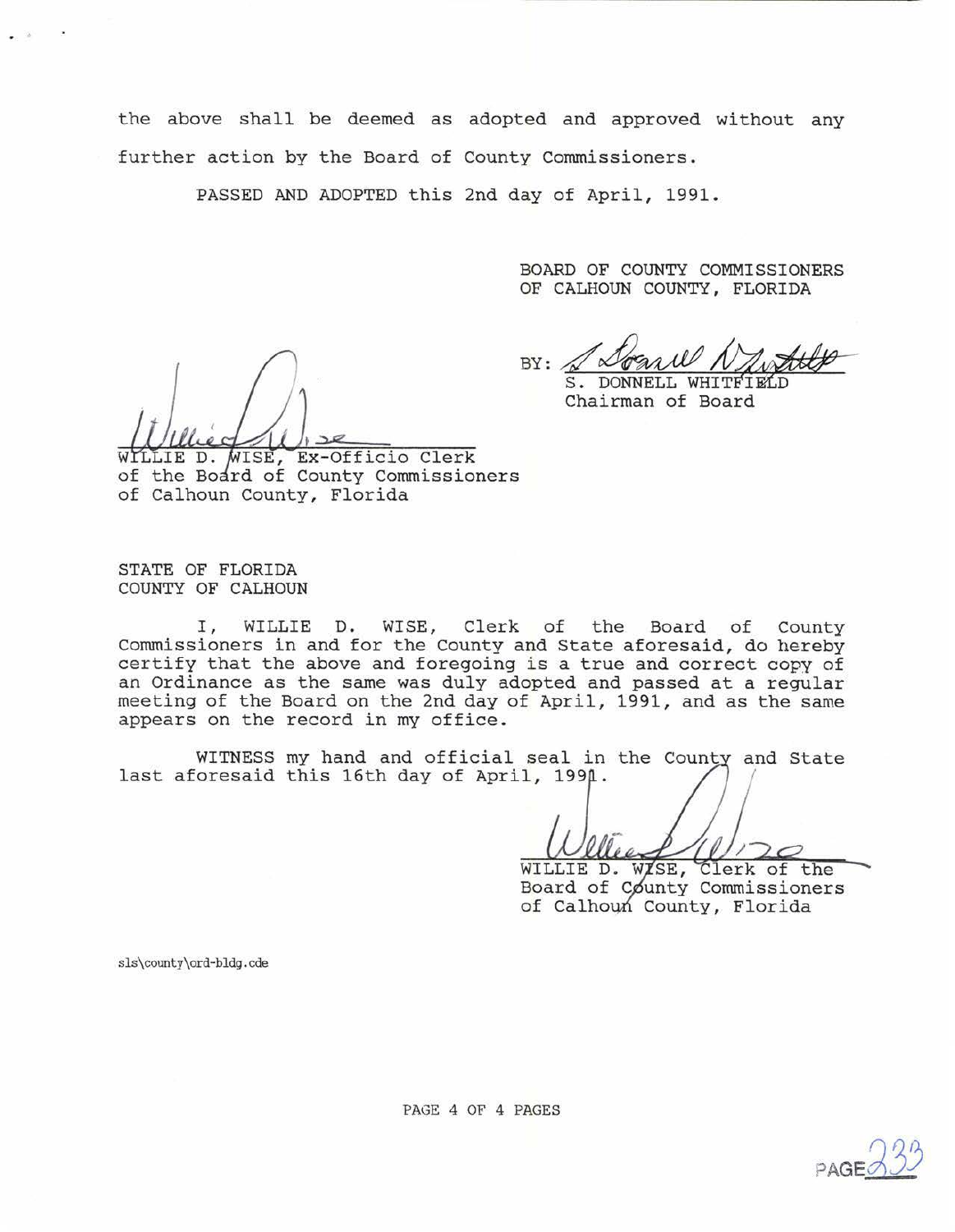the above shall be deemed as adopted and approved without any further action by the Board of County Commissioners.

PASSED AND ADOPTED this 2nd day of April, 1991.

BOARD OF COUNTY COMMISSIONERS
OF CALHOUN COUNTY, FLORIDA

BY: _________________________
S. DONNELL WHITFIELD
Chairman of Board

_________________________
WILLIE D. WISE, Ex-Officio Clerk
of the Board of County Commissioners
of Calhoun County, Florida

STATE OF FLORIDA
COUNTY OF CALHOUN

I, WILLIE D. WISE, Clerk of the Board of County Commissioners in and for the County and State aforesaid, do hereby certify that the above and foregoing is a true and correct copy of an Ordinance as the same was duly adopted and passed at a regular meeting of the Board on the 2nd day of April, 1991, and as the same appears on the record in my office.

WITNESS my hand and official seal in the County and State last aforesaid this 16th day of April, 1991.

_________________________
WILLIE D. WISE, Clerk of the
Board of County Commissioners
of Calhoun County, Florida

sls\county\ord-bldg.cde

PAGE 233